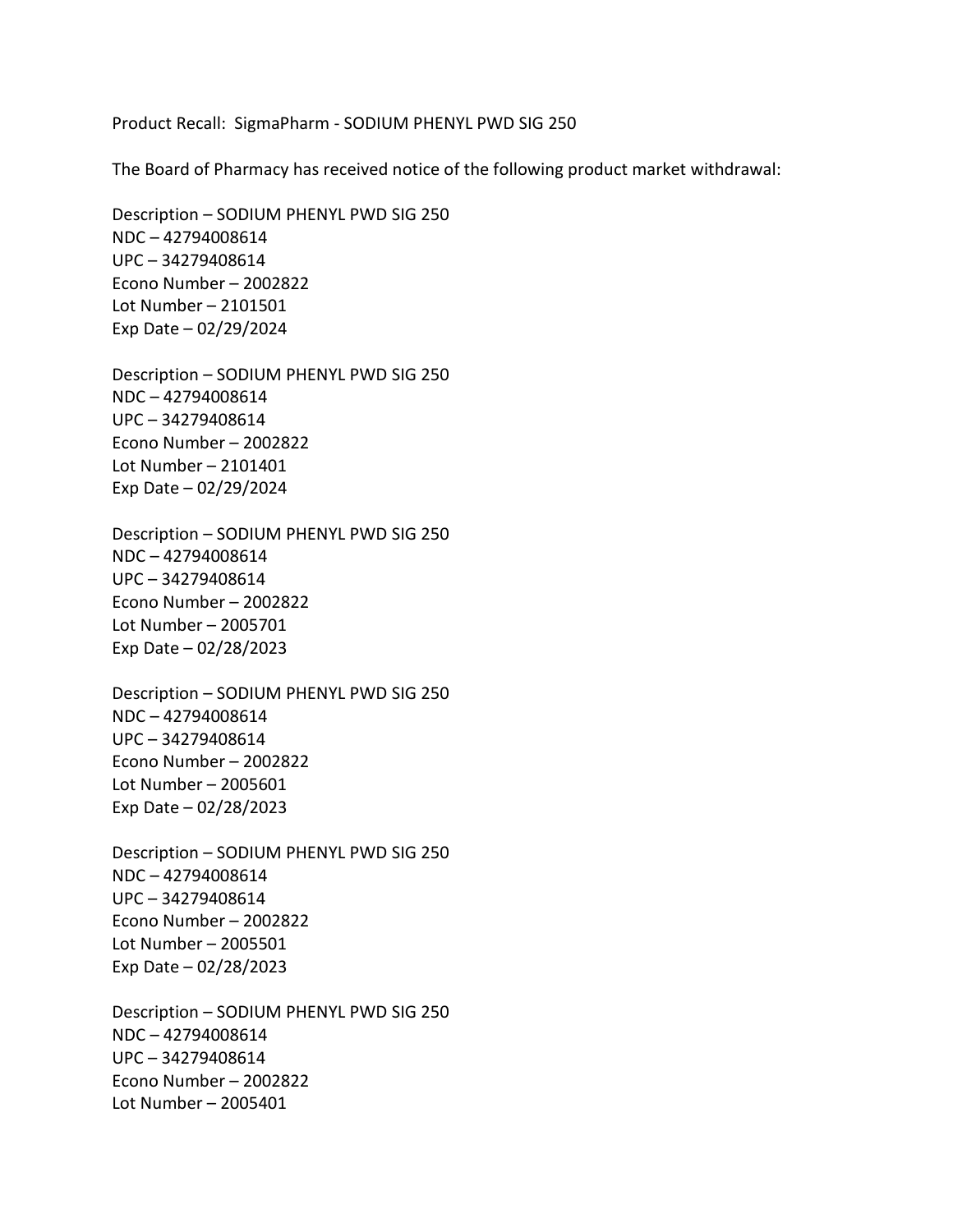Product Recall: SigmaPharm - SODIUM PHENYL PWD SIG 250

The Board of Pharmacy has received notice of the following product market withdrawal:

Description – SODIUM PHENYL PWD SIG 250
NDC – 42794008614
UPC – 34279408614
Econo Number – 2002822
Lot Number – 2101501
Exp Date – 02/29/2024

Description – SODIUM PHENYL PWD SIG 250
NDC – 42794008614
UPC – 34279408614
Econo Number – 2002822
Lot Number – 2101401
Exp Date – 02/29/2024

Description – SODIUM PHENYL PWD SIG 250
NDC – 42794008614
UPC – 34279408614
Econo Number – 2002822
Lot Number – 2005701
Exp Date – 02/28/2023

Description – SODIUM PHENYL PWD SIG 250
NDC – 42794008614
UPC – 34279408614
Econo Number – 2002822
Lot Number – 2005601
Exp Date – 02/28/2023

Description – SODIUM PHENYL PWD SIG 250
NDC – 42794008614
UPC – 34279408614
Econo Number – 2002822
Lot Number – 2005501
Exp Date – 02/28/2023

Description – SODIUM PHENYL PWD SIG 250
NDC – 42794008614
UPC – 34279408614
Econo Number – 2002822
Lot Number – 2005401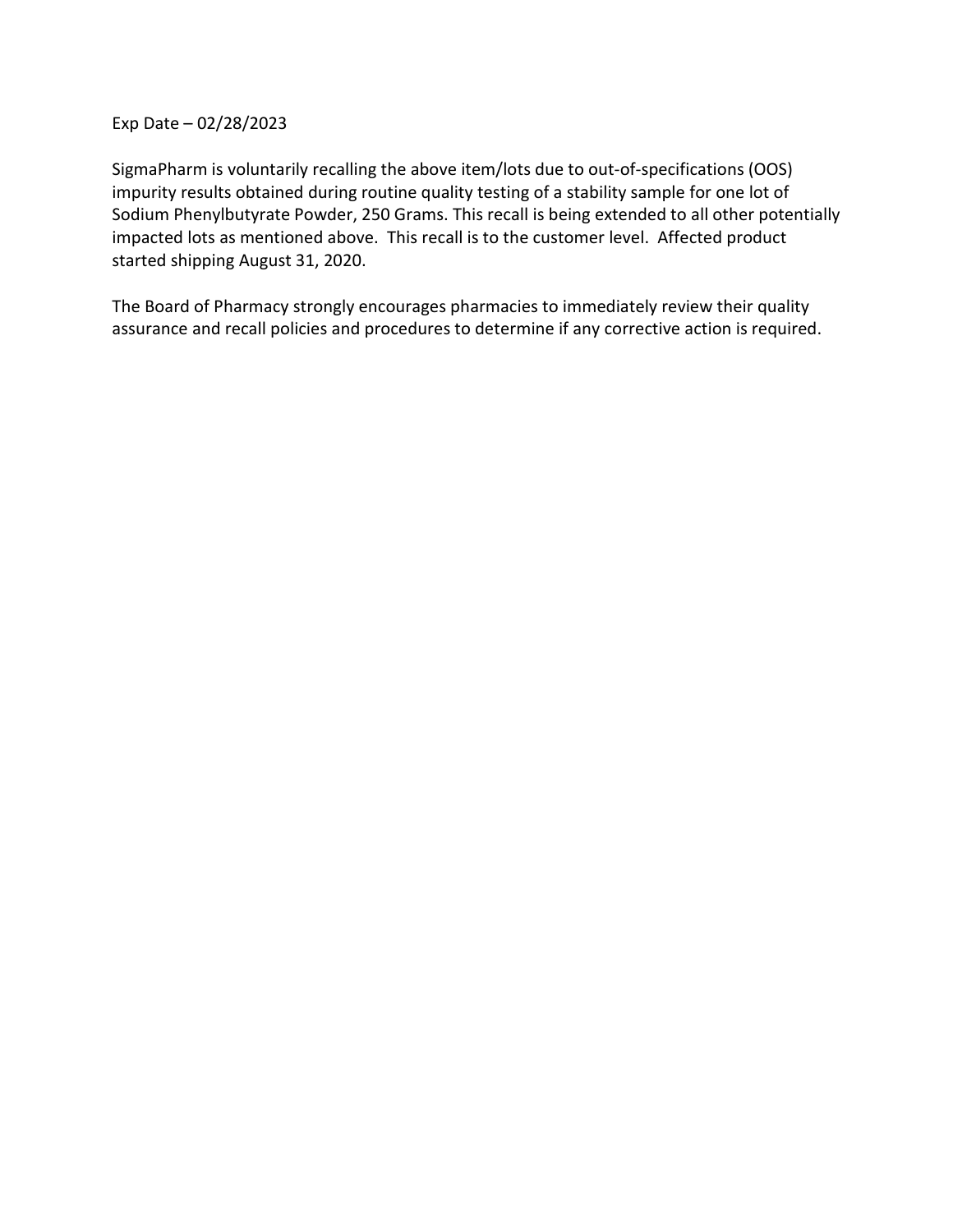Exp Date – 02/28/2023

SigmaPharm is voluntarily recalling the above item/lots due to out-of-specifications (OOS) impurity results obtained during routine quality testing of a stability sample for one lot of Sodium Phenylbutyrate Powder, 250 Grams. This recall is being extended to all other potentially impacted lots as mentioned above. This recall is to the customer level. Affected product started shipping August 31, 2020.

The Board of Pharmacy strongly encourages pharmacies to immediately review their quality assurance and recall policies and procedures to determine if any corrective action is required.